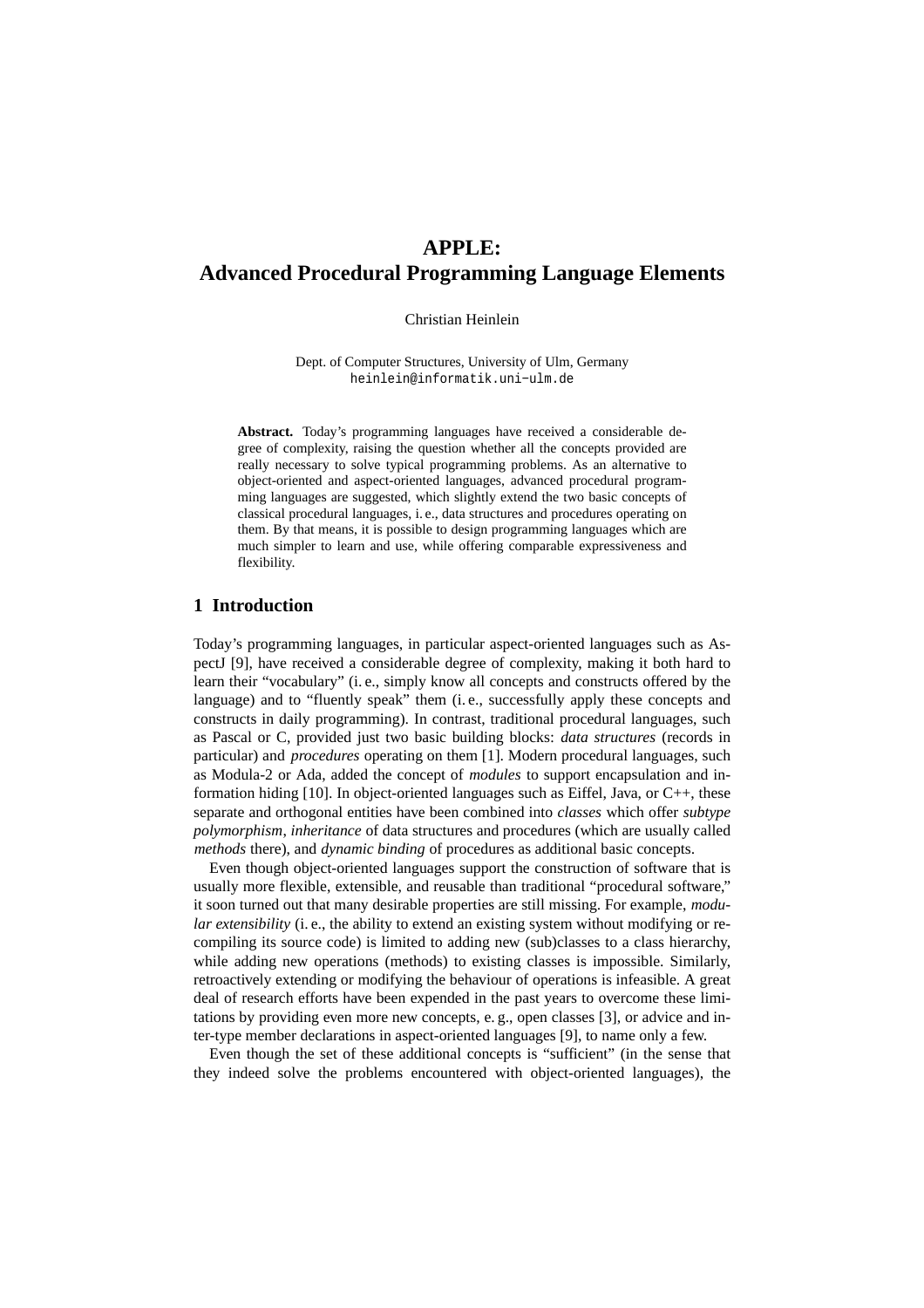# APPLE:
# Advanced Procedural Programming Language Elements

Christian Heinlein

Dept. of Computer Structures, University of Ulm, Germany
heinlein@informatik.uni−ulm.de

**Abstract.** Today's programming languages have received a considerable degree of complexity, raising the question whether all the concepts provided are really necessary to solve typical programming problems. As an alternative to object-oriented and aspect-oriented languages, advanced procedural programming languages are suggested, which slightly extend the two basic concepts of classical procedural languages, i. e., data structures and procedures operating on them. By that means, it is possible to design programming languages which are much simpler to learn and use, while offering comparable expressiveness and flexibility.

## 1 Introduction

Today's programming languages, in particular aspect-oriented languages such as AspectJ [9], have received a considerable degree of complexity, making it both hard to learn their "vocabulary" (i. e., simply know all concepts and constructs offered by the language) and to "fluently speak" them (i. e., successfully apply these concepts and constructs in daily programming). In contrast, traditional procedural languages, such as Pascal or C, provided just two basic building blocks: *data structures* (records in particular) and *procedures* operating on them [1]. Modern procedural languages, such as Modula-2 or Ada, added the concept of *modules* to support encapsulation and information hiding [10]. In object-oriented languages such as Eiffel, Java, or C++, these separate and orthogonal entities have been combined into *classes* which offer *subtype polymorphism*, *inheritance* of data structures and procedures (which are usually called *methods* there), and *dynamic binding* of procedures as additional basic concepts.

Even though object-oriented languages support the construction of software that is usually more flexible, extensible, and reusable than traditional "procedural software," it soon turned out that many desirable properties are still missing. For example, *modular extensibility* (i. e., the ability to extend an existing system without modifying or recompiling its source code) is limited to adding new (sub)classes to a class hierarchy, while adding new operations (methods) to existing classes is impossible. Similarly, retroactively extending or modifying the behaviour of operations is infeasible. A great deal of research efforts have been expended in the past years to overcome these limitations by providing even more new concepts, e. g., open classes [3], or advice and inter-type member declarations in aspect-oriented languages [9], to name only a few.

Even though the set of these additional concepts is "sufficient" (in the sense that they indeed solve the problems encountered with object-oriented languages), the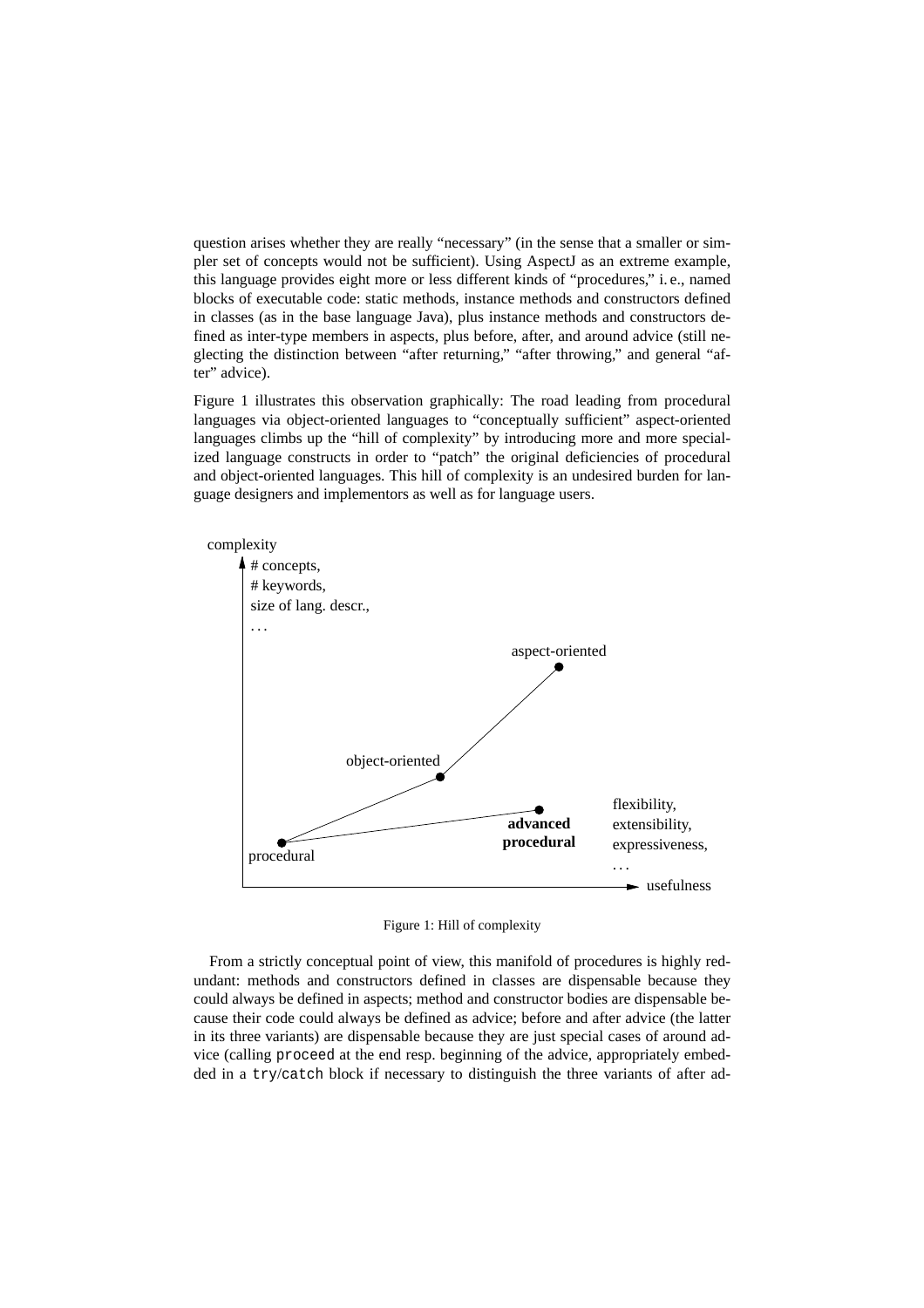question arises whether they are really "necessary" (in the sense that a smaller or simpler set of concepts would not be sufficient). Using AspectJ as an extreme example, this language provides eight more or less different kinds of "procedures," i. e., named blocks of executable code: static methods, instance methods and constructors defined in classes (as in the base language Java), plus instance methods and constructors defined as inter-type members in aspects, plus before, after, and around advice (still neglecting the distinction between "after returning," "after throwing," and general "after" advice).

Figure 1 illustrates this observation graphically: The road leading from procedural languages via object-oriented languages to "conceptually sufficient" aspect-oriented languages climbs up the "hill of complexity" by introducing more and more specialized language constructs in order to "patch" the original deficiencies of procedural and object-oriented languages. This hill of complexity is an undesired burden for language designers and implementors as well as for language users.

Figure 1: Hill of complexity

From a strictly conceptual point of view, this manifold of procedures is highly redundant: methods and constructors defined in classes are dispensable because they could always be defined in aspects; method and constructor bodies are dispensable because their code could always be defined as advice; before and after advice (the latter in its three variants) are dispensable because they are just special cases of around advice (calling `proceed` at the end resp. beginning of the advice, appropriately embedded in a `try`/`catch` block if necessary to distinguish the three variants of after ad-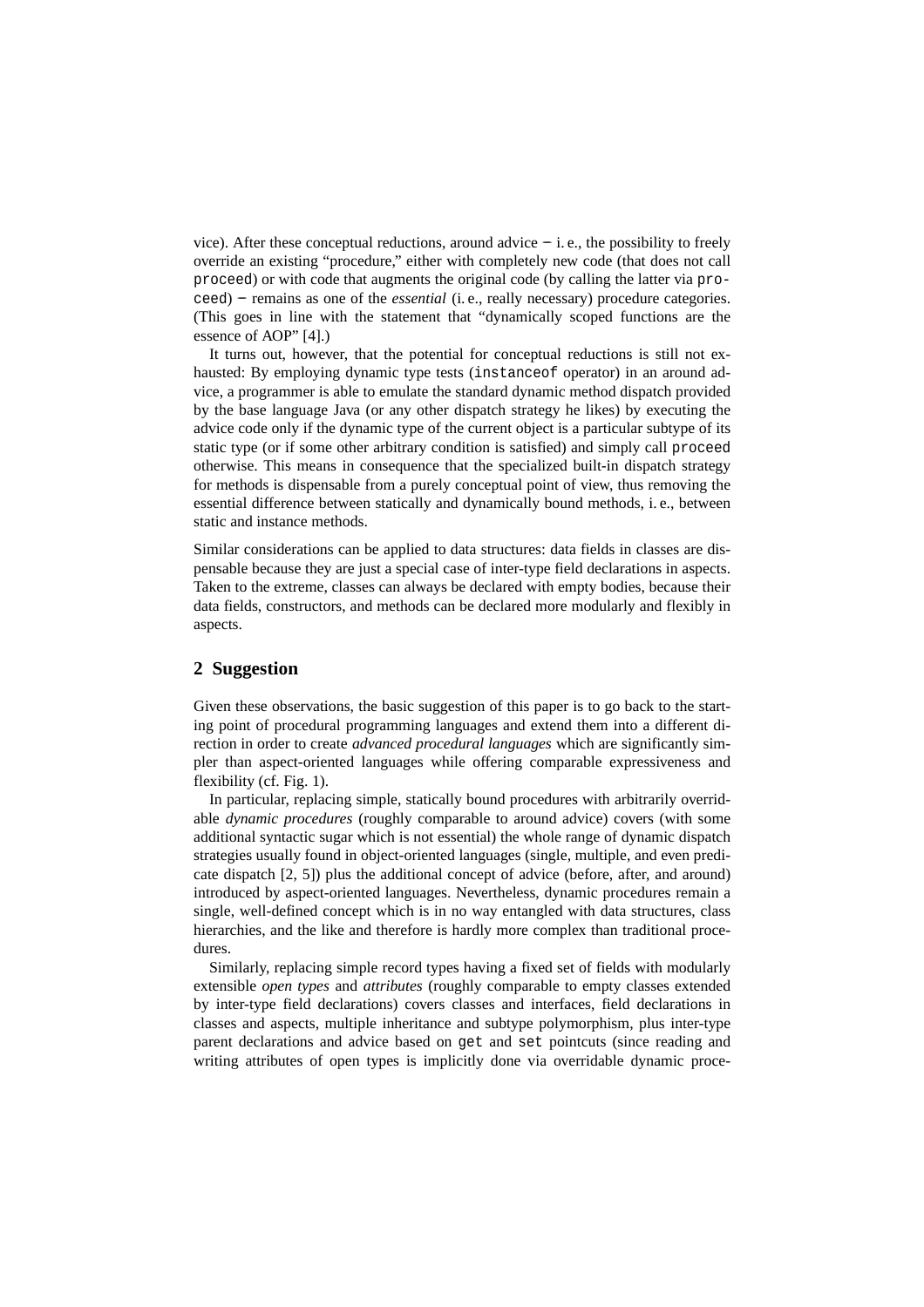vice). After these conceptual reductions, around advice − i. e., the possibility to freely override an existing "procedure," either with completely new code (that does not call `proceed`) or with code that augments the original code (by calling the latter via `proceed`) − remains as one of the *essential* (i. e., really necessary) procedure categories. (This goes in line with the statement that "dynamically scoped functions are the essence of AOP" [4].)

It turns out, however, that the potential for conceptual reductions is still not exhausted: By employing dynamic type tests (`instanceof` operator) in an around advice, a programmer is able to emulate the standard dynamic method dispatch provided by the base language Java (or any other dispatch strategy he likes) by executing the advice code only if the dynamic type of the current object is a particular subtype of its static type (or if some other arbitrary condition is satisfied) and simply call `proceed` otherwise. This means in consequence that the specialized built-in dispatch strategy for methods is dispensable from a purely conceptual point of view, thus removing the essential difference between statically and dynamically bound methods, i. e., between static and instance methods.

Similar considerations can be applied to data structures: data fields in classes are dispensable because they are just a special case of inter-type field declarations in aspects. Taken to the extreme, classes can always be declared with empty bodies, because their data fields, constructors, and methods can be declared more modularly and flexibly in aspects.

## 2 Suggestion

Given these observations, the basic suggestion of this paper is to go back to the starting point of procedural programming languages and extend them into a different direction in order to create *advanced procedural languages* which are significantly simpler than aspect-oriented languages while offering comparable expressiveness and flexibility (cf. Fig. 1).

In particular, replacing simple, statically bound procedures with arbitrarily overridable *dynamic procedures* (roughly comparable to around advice) covers (with some additional syntactic sugar which is not essential) the whole range of dynamic dispatch strategies usually found in object-oriented languages (single, multiple, and even predicate dispatch [2, 5]) plus the additional concept of advice (before, after, and around) introduced by aspect-oriented languages. Nevertheless, dynamic procedures remain a single, well-defined concept which is in no way entangled with data structures, class hierarchies, and the like and therefore is hardly more complex than traditional procedures.

Similarly, replacing simple record types having a fixed set of fields with modularly extensible *open types* and *attributes* (roughly comparable to empty classes extended by inter-type field declarations) covers classes and interfaces, field declarations in classes and aspects, multiple inheritance and subtype polymorphism, plus inter-type parent declarations and advice based on `get` and `set` pointcuts (since reading and writing attributes of open types is implicitly done via overridable dynamic proce-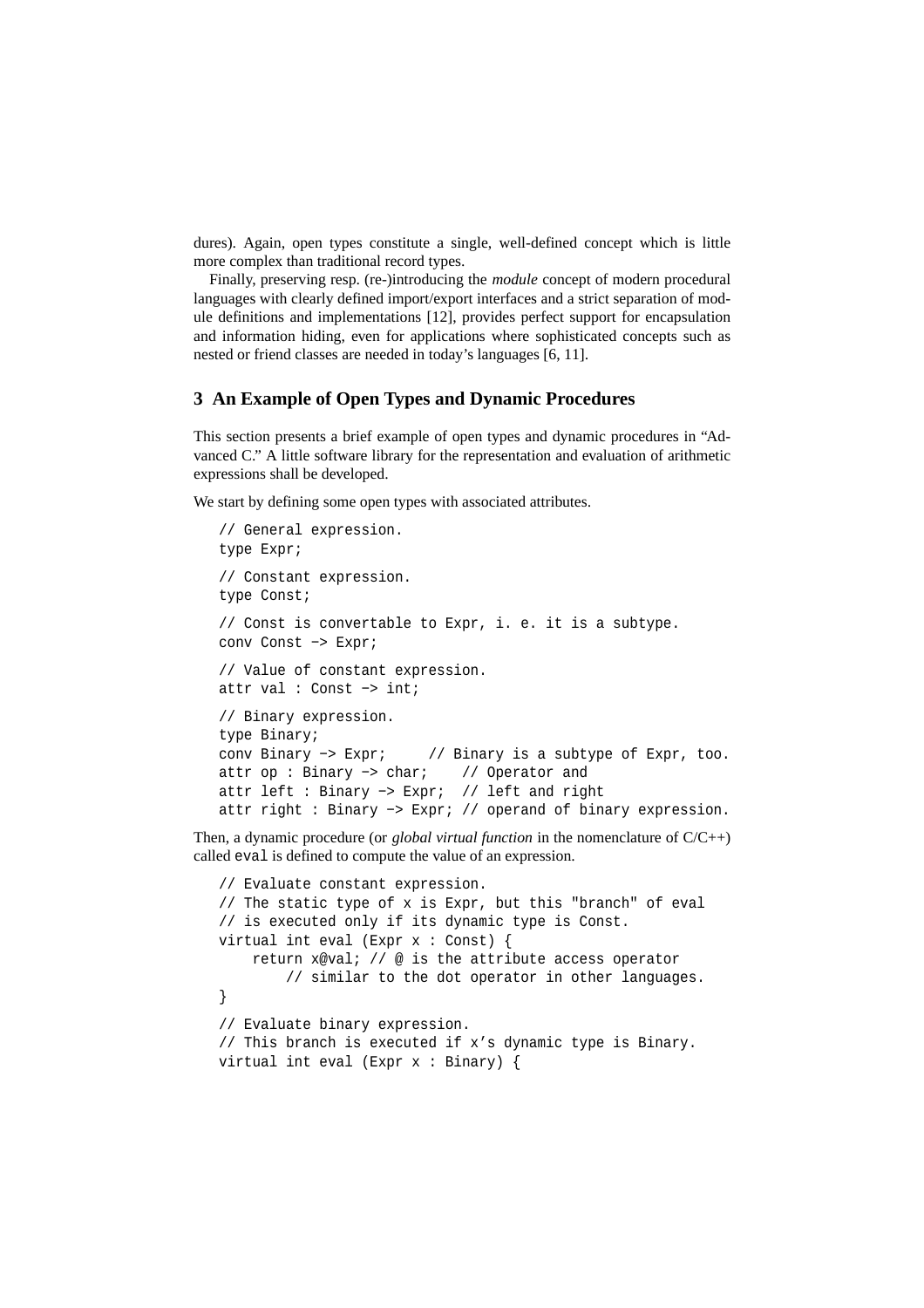dures). Again, open types constitute a single, well-defined concept which is little more complex than traditional record types.

Finally, preserving resp. (re-)introducing the *module* concept of modern procedural languages with clearly defined import/export interfaces and a strict separation of module definitions and implementations [12], provides perfect support for encapsulation and information hiding, even for applications where sophisticated concepts such as nested or friend classes are needed in today's languages [6, 11].

## 3 An Example of Open Types and Dynamic Procedures

This section presents a brief example of open types and dynamic procedures in "Advanced C." A little software library for the representation and evaluation of arithmetic expressions shall be developed.

We start by defining some open types with associated attributes.

```
// General expression.
type Expr;

// Constant expression.
type Const;

// Const is convertable to Expr, i. e. it is a subtype.
conv Const -> Expr;

// Value of constant expression.
attr val : Const -> int;

// Binary expression.
type Binary;
conv Binary -> Expr;      // Binary is a subtype of Expr, too.
attr op : Binary -> char;    // Operator and
attr left : Binary -> Expr;  // left and right
attr right : Binary -> Expr; // operand of binary expression.
```

Then, a dynamic procedure (or *global virtual function* in the nomenclature of C/C++) called `eval` is defined to compute the value of an expression.

```
// Evaluate constant expression.
// The static type of x is Expr, but this "branch" of eval
// is executed only if its dynamic type is Const.
virtual int eval (Expr x : Const) {
    return x@val; // @ is the attribute access operator
        // similar to the dot operator in other languages.
}

// Evaluate binary expression.
// This branch is executed if x's dynamic type is Binary.
virtual int eval (Expr x : Binary) {
```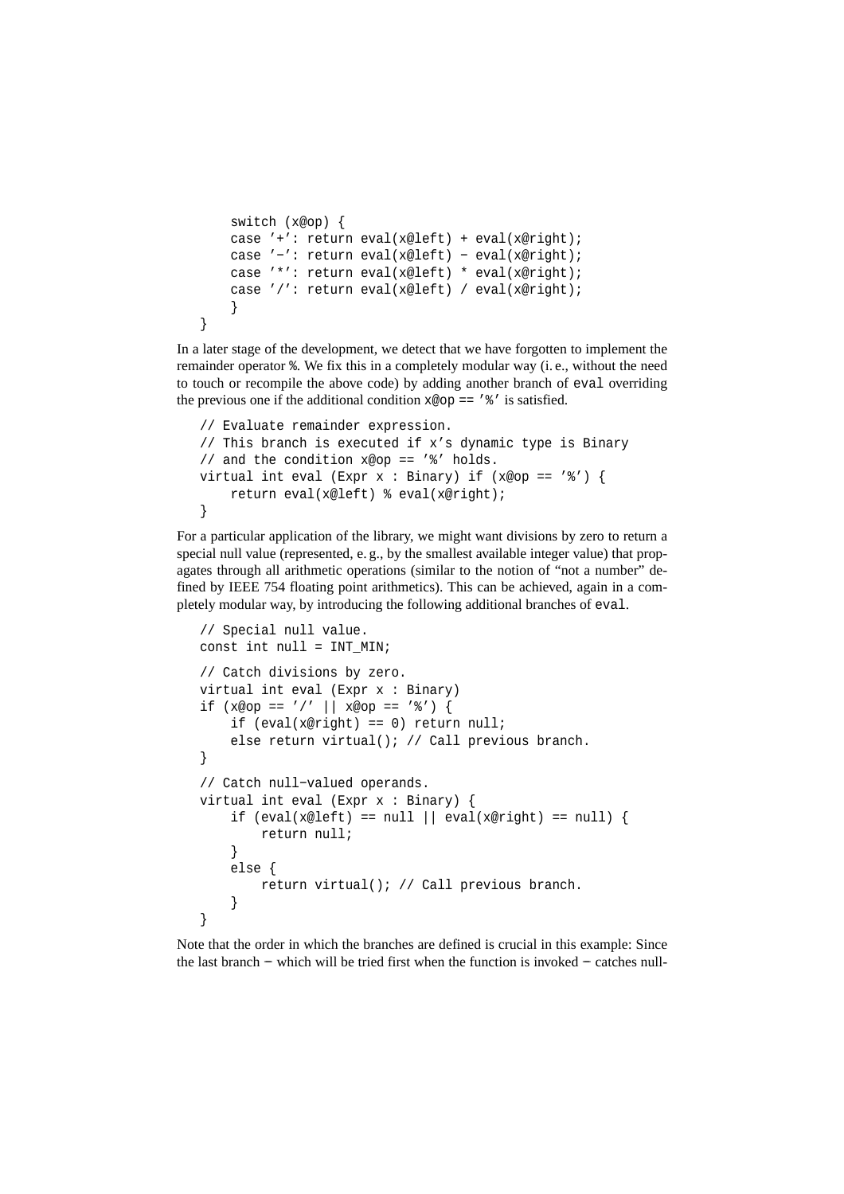```
        switch (x@op) {
        case '+': return eval(x@left) + eval(x@right);
        case '−': return eval(x@left) − eval(x@right);
        case '*': return eval(x@left) * eval(x@right);
        case '/': return eval(x@left) / eval(x@right);
        }
    }
```

In a later stage of the development, we detect that we have forgotten to implement the remainder operator `%`. We fix this in a completely modular way (i. e., without the need to touch or recompile the above code) by adding another branch of `eval` overriding the previous one if the additional condition `x@op == '%'` is satisfied.

```
// Evaluate remainder expression.
// This branch is executed if x's dynamic type is Binary
// and the condition x@op == '%' holds.
virtual int eval (Expr x : Binary) if (x@op == '%') {
    return eval(x@left) % eval(x@right);
}
```

For a particular application of the library, we might want divisions by zero to return a special null value (represented, e. g., by the smallest available integer value) that propagates through all arithmetic operations (similar to the notion of "not a number" defined by IEEE 754 floating point arithmetics). This can be achieved, again in a completely modular way, by introducing the following additional branches of `eval`.

```
// Special null value.
const int null = INT_MIN;

// Catch divisions by zero.
virtual int eval (Expr x : Binary)
if (x@op == '/' || x@op == '%') {
    if (eval(x@right) == 0) return null;
    else return virtual(); // Call previous branch.
}

// Catch null−valued operands.
virtual int eval (Expr x : Binary) {
    if (eval(x@left) == null || eval(x@right) == null) {
        return null;
    }
    else {
        return virtual(); // Call previous branch.
    }
}
```

Note that the order in which the branches are defined is crucial in this example: Since the last branch − which will be tried first when the function is invoked − catches null-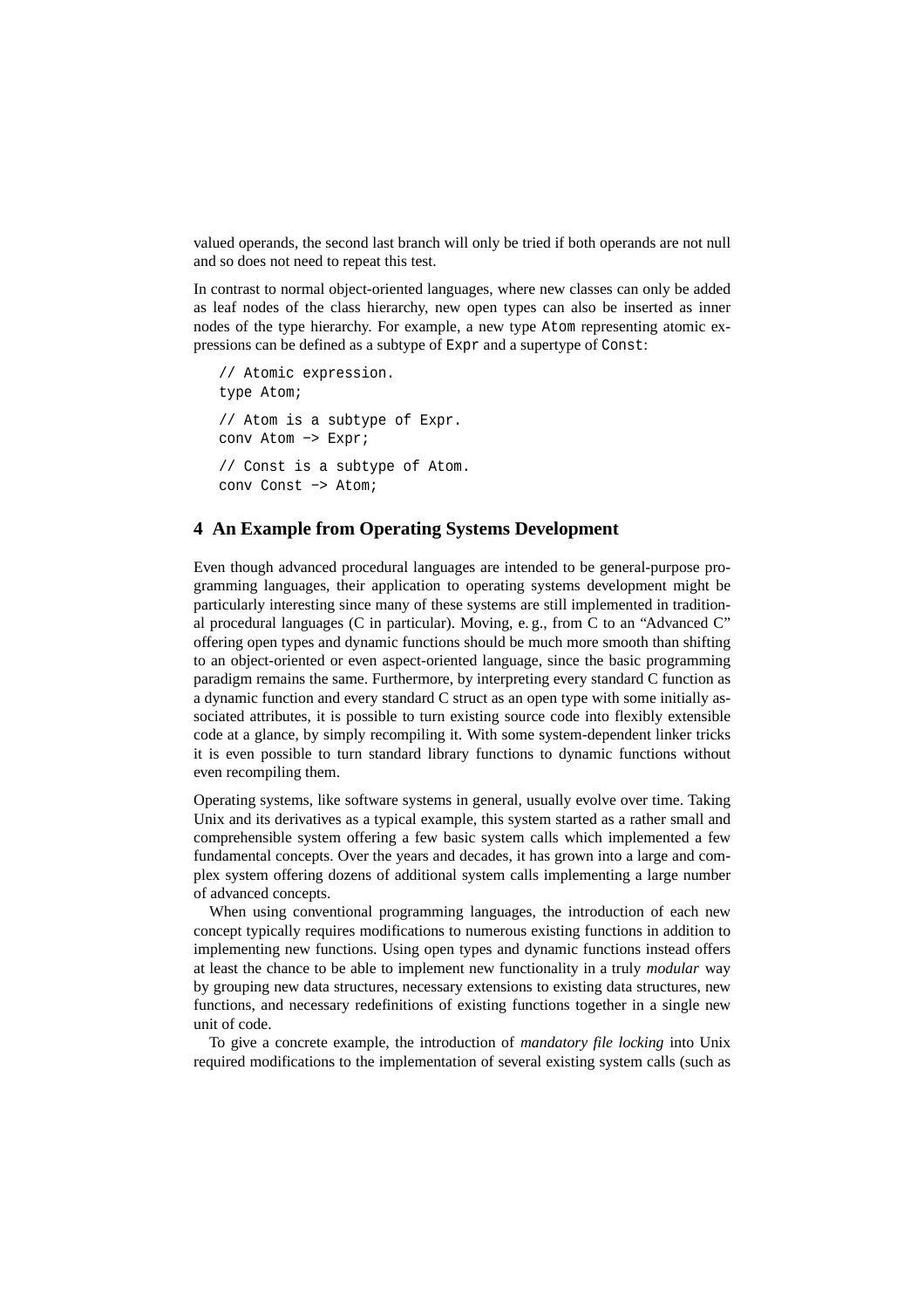valued operands, the second last branch will only be tried if both operands are not null and so does not need to repeat this test.

In contrast to normal object-oriented languages, where new classes can only be added as leaf nodes of the class hierarchy, new open types can also be inserted as inner nodes of the type hierarchy. For example, a new type `Atom` representing atomic expressions can be defined as a subtype of `Expr` and a supertype of `Const`:

```
// Atomic expression.
type Atom;

// Atom is a subtype of Expr.
conv Atom −> Expr;

// Const is a subtype of Atom.
conv Const −> Atom;
```

## 4 An Example from Operating Systems Development

Even though advanced procedural languages are intended to be general-purpose programming languages, their application to operating systems development might be particularly interesting since many of these systems are still implemented in traditional procedural languages (C in particular). Moving, e. g., from C to an “Advanced C” offering open types and dynamic functions should be much more smooth than shifting to an object-oriented or even aspect-oriented language, since the basic programming paradigm remains the same. Furthermore, by interpreting every standard C function as a dynamic function and every standard C struct as an open type with some initially associated attributes, it is possible to turn existing source code into flexibly extensible code at a glance, by simply recompiling it. With some system-dependent linker tricks it is even possible to turn standard library functions to dynamic functions without even recompiling them.

Operating systems, like software systems in general, usually evolve over time. Taking Unix and its derivatives as a typical example, this system started as a rather small and comprehensible system offering a few basic system calls which implemented a few fundamental concepts. Over the years and decades, it has grown into a large and complex system offering dozens of additional system calls implementing a large number of advanced concepts.

When using conventional programming languages, the introduction of each new concept typically requires modifications to numerous existing functions in addition to implementing new functions. Using open types and dynamic functions instead offers at least the chance to be able to implement new functionality in a truly *modular* way by grouping new data structures, necessary extensions to existing data structures, new functions, and necessary redefinitions of existing functions together in a single new unit of code.

To give a concrete example, the introduction of *mandatory file locking* into Unix required modifications to the implementation of several existing system calls (such as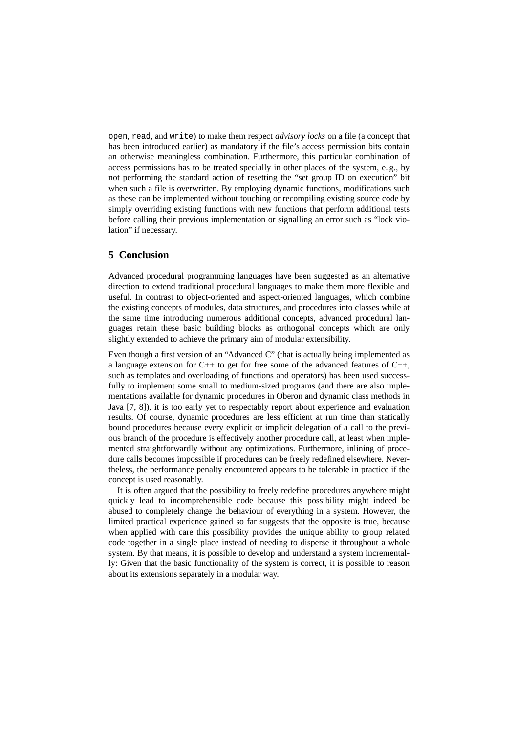`open`, `read`, and `write`) to make them respect *advisory locks* on a file (a concept that has been introduced earlier) as mandatory if the file's access permission bits contain an otherwise meaningless combination. Furthermore, this particular combination of access permissions has to be treated specially in other places of the system, e. g., by not performing the standard action of resetting the "set group ID on execution" bit when such a file is overwritten. By employing dynamic functions, modifications such as these can be implemented without touching or recompiling existing source code by simply overriding existing functions with new functions that perform additional tests before calling their previous implementation or signalling an error such as "lock violation" if necessary.

## 5 Conclusion

Advanced procedural programming languages have been suggested as an alternative direction to extend traditional procedural languages to make them more flexible and useful. In contrast to object-oriented and aspect-oriented languages, which combine the existing concepts of modules, data structures, and procedures into classes while at the same time introducing numerous additional concepts, advanced procedural languages retain these basic building blocks as orthogonal concepts which are only slightly extended to achieve the primary aim of modular extensibility.

Even though a first version of an "Advanced C" (that is actually being implemented as a language extension for C++ to get for free some of the advanced features of C++, such as templates and overloading of functions and operators) has been used successfully to implement some small to medium-sized programs (and there are also implementations available for dynamic procedures in Oberon and dynamic class methods in Java [7, 8]), it is too early yet to respectably report about experience and evaluation results. Of course, dynamic procedures are less efficient at run time than statically bound procedures because every explicit or implicit delegation of a call to the previous branch of the procedure is effectively another procedure call, at least when implemented straightforwardly without any optimizations. Furthermore, inlining of procedure calls becomes impossible if procedures can be freely redefined elsewhere. Nevertheless, the performance penalty encountered appears to be tolerable in practice if the concept is used reasonably.

It is often argued that the possibility to freely redefine procedures anywhere might quickly lead to incomprehensible code because this possibility might indeed be abused to completely change the behaviour of everything in a system. However, the limited practical experience gained so far suggests that the opposite is true, because when applied with care this possibility provides the unique ability to group related code together in a single place instead of needing to disperse it throughout a whole system. By that means, it is possible to develop and understand a system incrementally: Given that the basic functionality of the system is correct, it is possible to reason about its extensions separately in a modular way.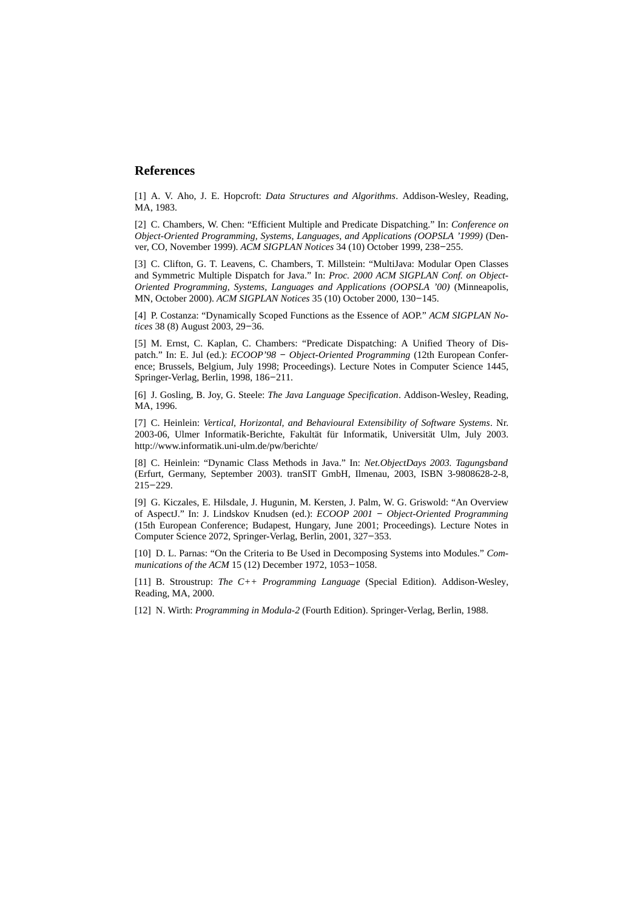## References

[1] A. V. Aho, J. E. Hopcroft: *Data Structures and Algorithms*. Addison-Wesley, Reading, MA, 1983.

[2] C. Chambers, W. Chen: "Efficient Multiple and Predicate Dispatching." In: *Conference on Object-Oriented Programming, Systems, Languages, and Applications (OOPSLA '1999)* (Denver, CO, November 1999). *ACM SIGPLAN Notices* 34 (10) October 1999, 238−255.

[3] C. Clifton, G. T. Leavens, C. Chambers, T. Millstein: "MultiJava: Modular Open Classes and Symmetric Multiple Dispatch for Java." In: *Proc. 2000 ACM SIGPLAN Conf. on Object-Oriented Programming, Systems, Languages and Applications (OOPSLA '00)* (Minneapolis, MN, October 2000). *ACM SIGPLAN Notices* 35 (10) October 2000, 130−145.

[4] P. Costanza: "Dynamically Scoped Functions as the Essence of AOP." *ACM SIGPLAN Notices* 38 (8) August 2003, 29−36.

[5] M. Ernst, C. Kaplan, C. Chambers: "Predicate Dispatching: A Unified Theory of Dispatch." In: E. Jul (ed.): *ECOOP'98 − Object-Oriented Programming* (12th European Conference; Brussels, Belgium, July 1998; Proceedings). Lecture Notes in Computer Science 1445, Springer-Verlag, Berlin, 1998, 186−211.

[6] J. Gosling, B. Joy, G. Steele: *The Java Language Specification*. Addison-Wesley, Reading, MA, 1996.

[7] C. Heinlein: *Vertical, Horizontal, and Behavioural Extensibility of Software Systems*. Nr. 2003-06, Ulmer Informatik-Berichte, Fakultät für Informatik, Universität Ulm, July 2003. http://www.informatik.uni-ulm.de/pw/berichte/

[8] C. Heinlein: "Dynamic Class Methods in Java." In: *Net.ObjectDays 2003. Tagungsband* (Erfurt, Germany, September 2003). tranSIT GmbH, Ilmenau, 2003, ISBN 3-9808628-2-8, 215−229.

[9] G. Kiczales, E. Hilsdale, J. Hugunin, M. Kersten, J. Palm, W. G. Griswold: "An Overview of AspectJ." In: J. Lindskov Knudsen (ed.): *ECOOP 2001 − Object-Oriented Programming* (15th European Conference; Budapest, Hungary, June 2001; Proceedings). Lecture Notes in Computer Science 2072, Springer-Verlag, Berlin, 2001, 327−353.

[10] D. L. Parnas: "On the Criteria to Be Used in Decomposing Systems into Modules." *Communications of the ACM* 15 (12) December 1972, 1053−1058.

[11] B. Stroustrup: *The C++ Programming Language* (Special Edition). Addison-Wesley, Reading, MA, 2000.

[12] N. Wirth: *Programming in Modula-2* (Fourth Edition). Springer-Verlag, Berlin, 1988.